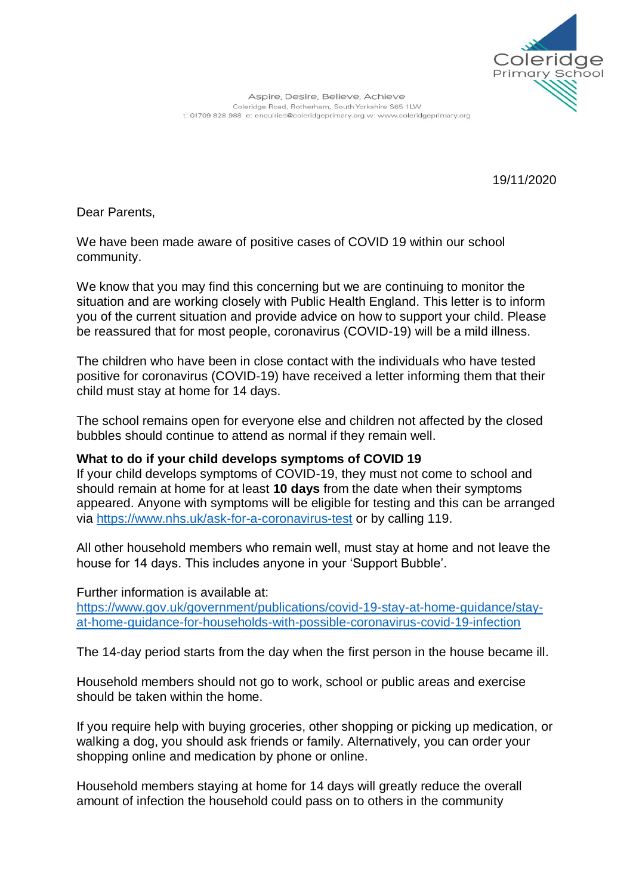Coleridge Primary School

Aspire, Desire, Believe, Achieve
Coleridge Road, Rotherham, South Yorkshire S65 1LW
t: 01709 828 988 e: enquiries@coleridgeprimary.org w: www.coleridgeprimary.org

19/11/2020

Dear Parents,

We have been made aware of positive cases of COVID 19 within our school community.

We know that you may find this concerning but we are continuing to monitor the situation and are working closely with Public Health England. This letter is to inform you of the current situation and provide advice on how to support your child. Please be reassured that for most people, coronavirus (COVID-19) will be a mild illness.

The children who have been in close contact with the individuals who have tested positive for coronavirus (COVID-19) have received a letter informing them that their child must stay at home for 14 days.

The school remains open for everyone else and children not affected by the closed bubbles should continue to attend as normal if they remain well.

**What to do if your child develops symptoms of COVID 19**

If your child develops symptoms of COVID-19, they must not come to school and should remain at home for at least **10 days** from the date when their symptoms appeared. Anyone with symptoms will be eligible for testing and this can be arranged via https://www.nhs.uk/ask-for-a-coronavirus-test or by calling 119.

All other household members who remain well, must stay at home and not leave the house for 14 days. This includes anyone in your 'Support Bubble'.

Further information is available at:
https://www.gov.uk/government/publications/covid-19-stay-at-home-guidance/stay-at-home-guidance-for-households-with-possible-coronavirus-covid-19-infection

The 14-day period starts from the day when the first person in the house became ill.

Household members should not go to work, school or public areas and exercise should be taken within the home.

If you require help with buying groceries, other shopping or picking up medication, or walking a dog, you should ask friends or family. Alternatively, you can order your shopping online and medication by phone or online.

Household members staying at home for 14 days will greatly reduce the overall amount of infection the household could pass on to others in the community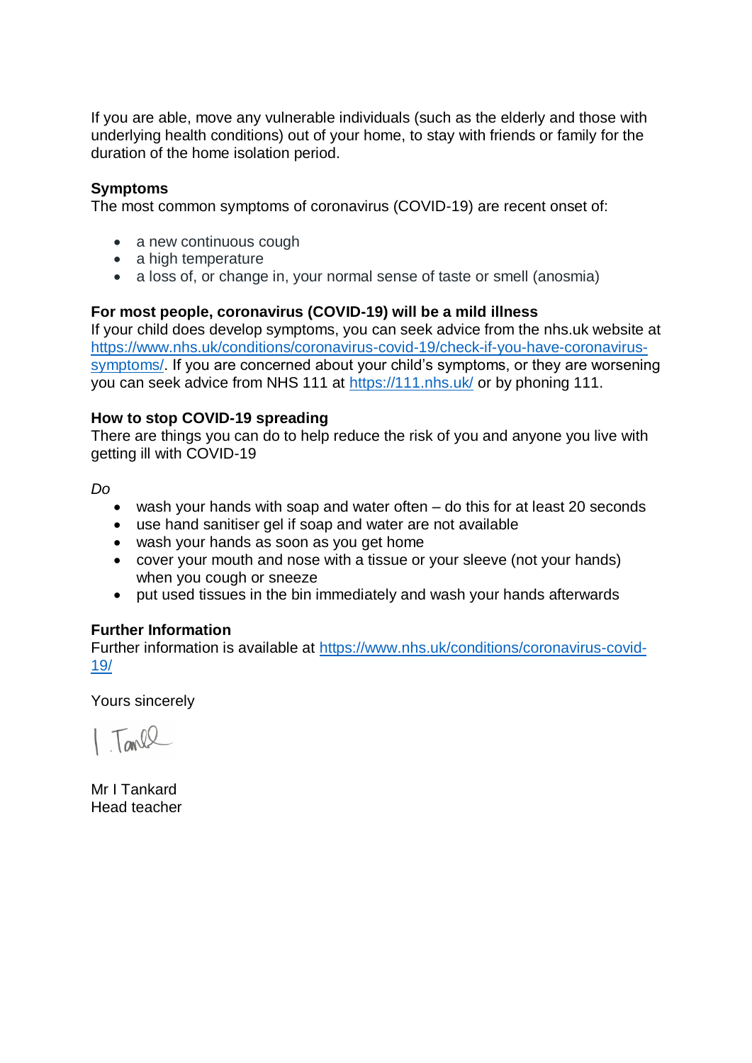If you are able, move any vulnerable individuals (such as the elderly and those with underlying health conditions) out of your home, to stay with friends or family for the duration of the home isolation period.

**Symptoms**
The most common symptoms of coronavirus (COVID-19) are recent onset of:

- a new continuous cough
- a high temperature
- a loss of, or change in, your normal sense of taste or smell (anosmia)

**For most people, coronavirus (COVID-19) will be a mild illness**
If your child does develop symptoms, you can seek advice from the nhs.uk website at https://www.nhs.uk/conditions/coronavirus-covid-19/check-if-you-have-coronavirus-symptoms/. If you are concerned about your child's symptoms, or they are worsening you can seek advice from NHS 111 at https://111.nhs.uk/ or by phoning 111.

**How to stop COVID-19 spreading**
There are things you can do to help reduce the risk of you and anyone you live with getting ill with COVID-19

*Do*

- wash your hands with soap and water often – do this for at least 20 seconds
- use hand sanitiser gel if soap and water are not available
- wash your hands as soon as you get home
- cover your mouth and nose with a tissue or your sleeve (not your hands) when you cough or sneeze
- put used tissues in the bin immediately and wash your hands afterwards

**Further Information**
Further information is available at https://www.nhs.uk/conditions/coronavirus-covid-19/

Yours sincerely

I. Tankard

Mr I Tankard
Head teacher